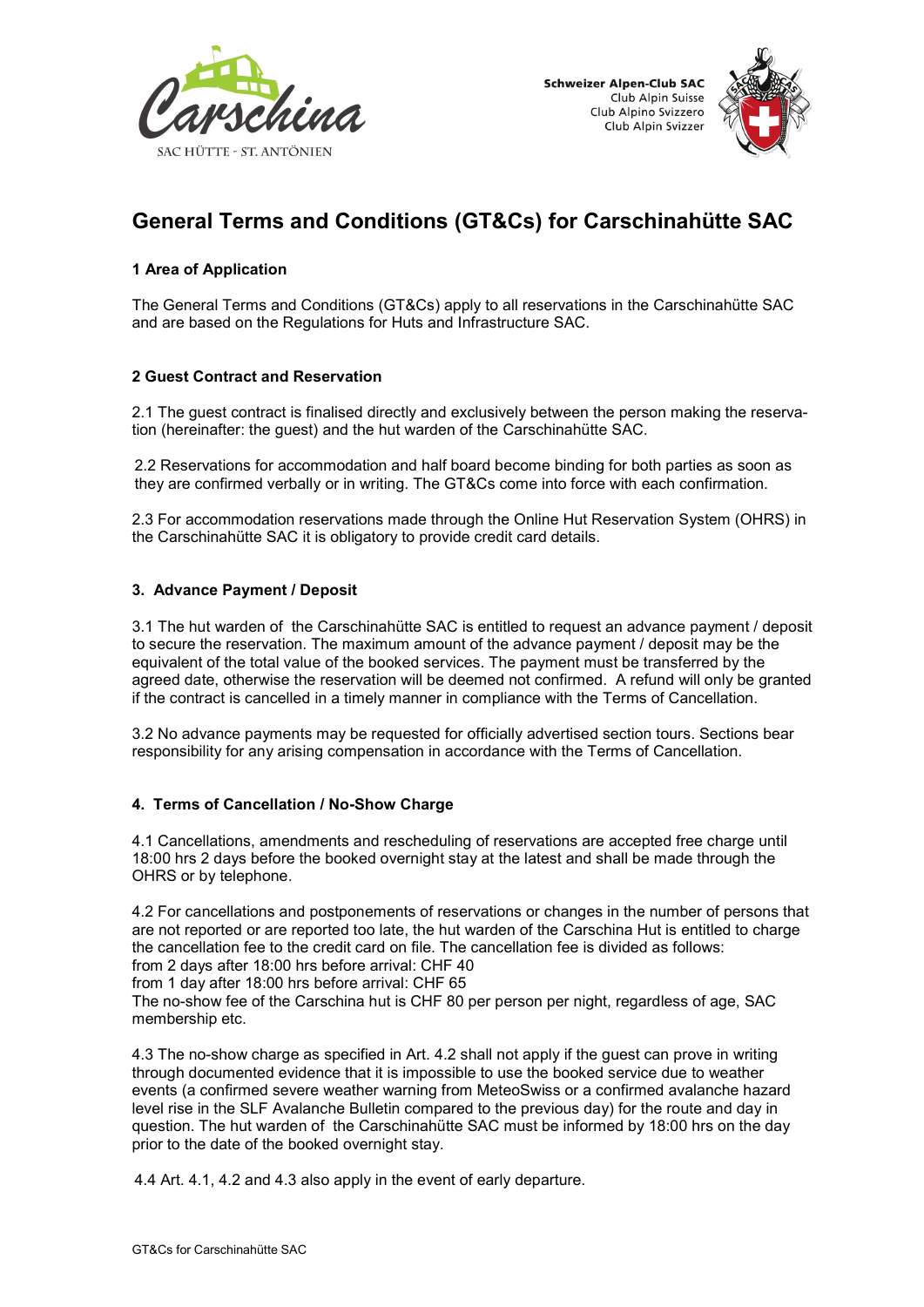# General Terms and Conditions (GT&Cs) for Carschinahütte SAC

## 1 Area of Application

The General Terms and Conditions (GT&Cs) apply to all reservations in the Carschinahütte SAC and are based on the Regulations for Huts and Infrastructure SAC.

## 2 Guest Contract and Reservation

2.1 The guest contract is finalised directly and exclusively between the person making the reservation (hereinafter: the guest) and the hut warden of the Carschinahütte SAC.

2.2 Reservations for accommodation and half board become binding for both parties as soon as they are confirmed verbally or in writing. The GT&Cs come into force with each confirmation.

2.3 For accommodation reservations made through the Online Hut Reservation System (OHRS) in the Carschinahütte SAC it is obligatory to provide credit card details.

## 3. Advance Payment / Deposit

3.1 The hut warden of the Carschinahütte SAC is entitled to request an advance payment / deposit to secure the reservation. The maximum amount of the advance payment / deposit may be the equivalent of the total value of the booked services. The payment must be transferred by the agreed date, otherwise the reservation will be deemed not confirmed. A refund will only be granted if the contract is cancelled in a timely manner in compliance with the Terms of Cancellation.

3.2 No advance payments may be requested for officially advertised section tours. Sections bear responsibility for any arising compensation in accordance with the Terms of Cancellation.

## 4. Terms of Cancellation / No-Show Charge

4.1 Cancellations, amendments and rescheduling of reservations are accepted free charge until 18:00 hrs 2 days before the booked overnight stay at the latest and shall be made through the OHRS or by telephone.

4.2 For cancellations and postponements of reservations or changes in the number of persons that are not reported or are reported too late, the hut warden of the Carschina Hut is entitled to charge the cancellation fee to the credit card on file. The cancellation fee is divided as follows:
from 2 days after 18:00 hrs before arrival: CHF 40
from 1 day after 18:00 hrs before arrival: CHF 65
The no-show fee of the Carschina hut is CHF 80 per person per night, regardless of age, SAC membership etc.

4.3 The no-show charge as specified in Art. 4.2 shall not apply if the guest can prove in writing through documented evidence that it is impossible to use the booked service due to weather events (a confirmed severe weather warning from MeteoSwiss or a confirmed avalanche hazard level rise in the SLF Avalanche Bulletin compared to the previous day) for the route and day in question. The hut warden of the Carschinahütte SAC must be informed by 18:00 hrs on the day prior to the date of the booked overnight stay.

4.4 Art. 4.1, 4.2 and 4.3 also apply in the event of early departure.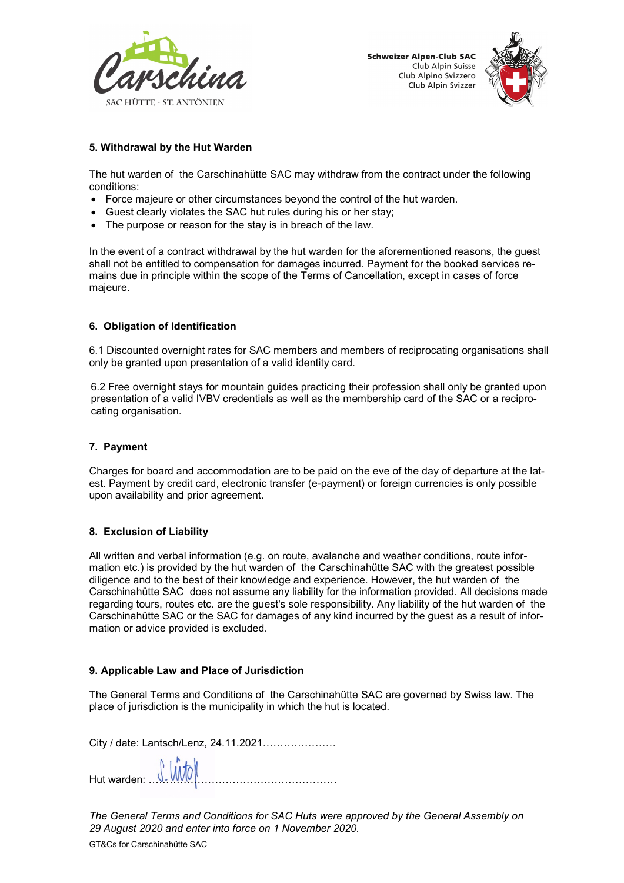## 5. Withdrawal by the Hut Warden

The hut warden of the Carschinahütte SAC may withdraw from the contract under the following conditions:

- Force majeure or other circumstances beyond the control of the hut warden.
- Guest clearly violates the SAC hut rules during his or her stay;
- The purpose or reason for the stay is in breach of the law.

In the event of a contract withdrawal by the hut warden for the aforementioned reasons, the guest shall not be entitled to compensation for damages incurred. Payment for the booked services remains due in principle within the scope of the Terms of Cancellation, except in cases of force majeure.

## 6. Obligation of Identification

6.1 Discounted overnight rates for SAC members and members of reciprocating organisations shall only be granted upon presentation of a valid identity card.

6.2 Free overnight stays for mountain guides practicing their profession shall only be granted upon presentation of a valid IVBV credentials as well as the membership card of the SAC or a reciprocating organisation.

## 7. Payment

Charges for board and accommodation are to be paid on the eve of the day of departure at the latest. Payment by credit card, electronic transfer (e-payment) or foreign currencies is only possible upon availability and prior agreement.

## 8. Exclusion of Liability

All written and verbal information (e.g. on route, avalanche and weather conditions, route information etc.) is provided by the hut warden of the Carschinahütte SAC with the greatest possible diligence and to the best of their knowledge and experience. However, the hut warden of the Carschinahütte SAC does not assume any liability for the information provided. All decisions made regarding tours, routes etc. are the guest's sole responsibility. Any liability of the hut warden of the Carschinahütte SAC or the SAC for damages of any kind incurred by the guest as a result of information or advice provided is excluded.

## 9. Applicable Law and Place of Jurisdiction

The General Terms and Conditions of the Carschinahütte SAC are governed by Swiss law. The place of jurisdiction is the municipality in which the hut is located.

City / date: Lantsch/Lenz, 24.11.2021…………………

Hut warden: ……S. Lütolf……………………………………

*The General Terms and Conditions for SAC Huts were approved by the General Assembly on 29 August 2020 and enter into force on 1 November 2020.*

GT&Cs for Carschinahütte SAC